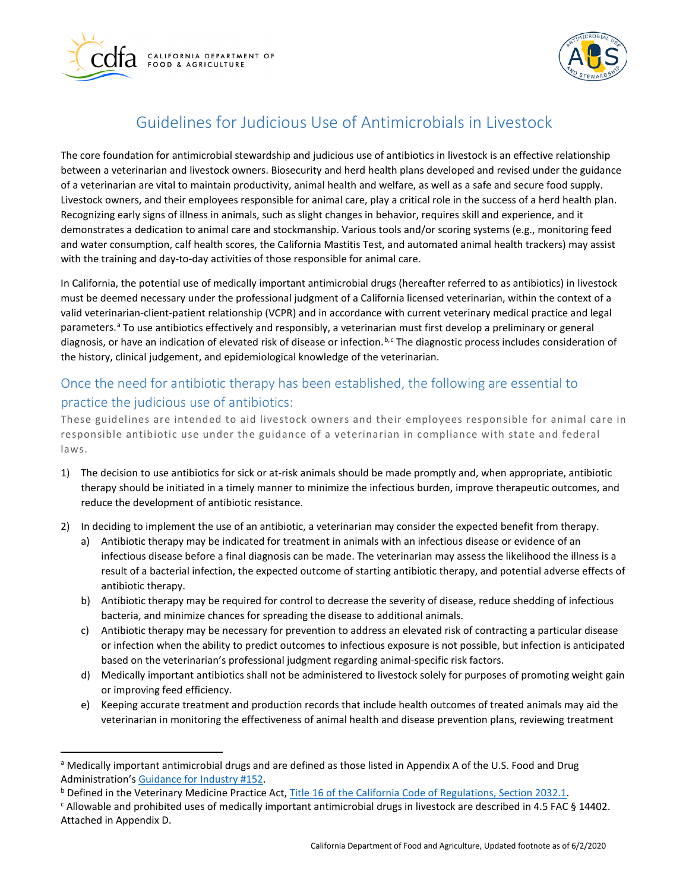# Guidelines for Judicious Use of Antimicrobials in Livestock

The core foundation for antimicrobial stewardship and judicious use of antibiotics in livestock is an effective relationship between a veterinarian and livestock owners. Biosecurity and herd health plans developed and revised under the guidance of a veterinarian are vital to maintain productivity, animal health and welfare, as well as a safe and secure food supply. Livestock owners, and their employees responsible for animal care, play a critical role in the success of a herd health plan. Recognizing early signs of illness in animals, such as slight changes in behavior, requires skill and experience, and it demonstrates a dedication to animal care and stockmanship. Various tools and/or scoring systems (e.g., monitoring feed and water consumption, calf health scores, the California Mastitis Test, and automated animal health trackers) may assist with the training and day-to-day activities of those responsible for animal care.

In California, the potential use of medically important antimicrobial drugs (hereafter referred to as antibiotics) in livestock must be deemed necessary under the professional judgment of a California licensed veterinarian, within the context of a valid veterinarian-client-patient relationship (VCPR) and in accordance with current veterinary medical practice and legal parameters.[a] To use antibiotics effectively and responsibly, a veterinarian must first develop a preliminary or general diagnosis, or have an indication of elevated risk of disease or infection.[b,c] The diagnostic process includes consideration of the history, clinical judgement, and epidemiological knowledge of the veterinarian.

## Once the need for antibiotic therapy has been established, the following are essential to practice the judicious use of antibiotics:

These guidelines are intended to aid livestock owners and their employees responsible for animal care in responsible antibiotic use under the guidance of a veterinarian in compliance with state and federal laws.

1) The decision to use antibiotics for sick or at-risk animals should be made promptly and, when appropriate, antibiotic therapy should be initiated in a timely manner to minimize the infectious burden, improve therapeutic outcomes, and reduce the development of antibiotic resistance.
2) In deciding to implement the use of an antibiotic, a veterinarian may consider the expected benefit from therapy.
   a) Antibiotic therapy may be indicated for treatment in animals with an infectious disease or evidence of an infectious disease before a final diagnosis can be made. The veterinarian may assess the likelihood the illness is a result of a bacterial infection, the expected outcome of starting antibiotic therapy, and potential adverse effects of antibiotic therapy.
   b) Antibiotic therapy may be required for control to decrease the severity of disease, reduce shedding of infectious bacteria, and minimize chances for spreading the disease to additional animals.
   c) Antibiotic therapy may be necessary for prevention to address an elevated risk of contracting a particular disease or infection when the ability to predict outcomes to infectious exposure is not possible, but infection is anticipated based on the veterinarian's professional judgment regarding animal-specific risk factors.
   d) Medically important antibiotics shall not be administered to livestock solely for purposes of promoting weight gain or improving feed efficiency.
   e) Keeping accurate treatment and production records that include health outcomes of treated animals may aid the veterinarian in monitoring the effectiveness of animal health and disease prevention plans, reviewing treatment

---

[a] Medically important antimicrobial drugs and are defined as those listed in Appendix A of the U.S. Food and Drug Administration's Guidance for Industry #152.

[b] Defined in the Veterinary Medicine Practice Act, Title 16 of the California Code of Regulations, Section 2032.1.

[c] Allowable and prohibited uses of medically important antimicrobial drugs in livestock are described in 4.5 FAC § 14402. Attached in Appendix D.

California Department of Food and Agriculture, Updated footnote as of 6/2/2020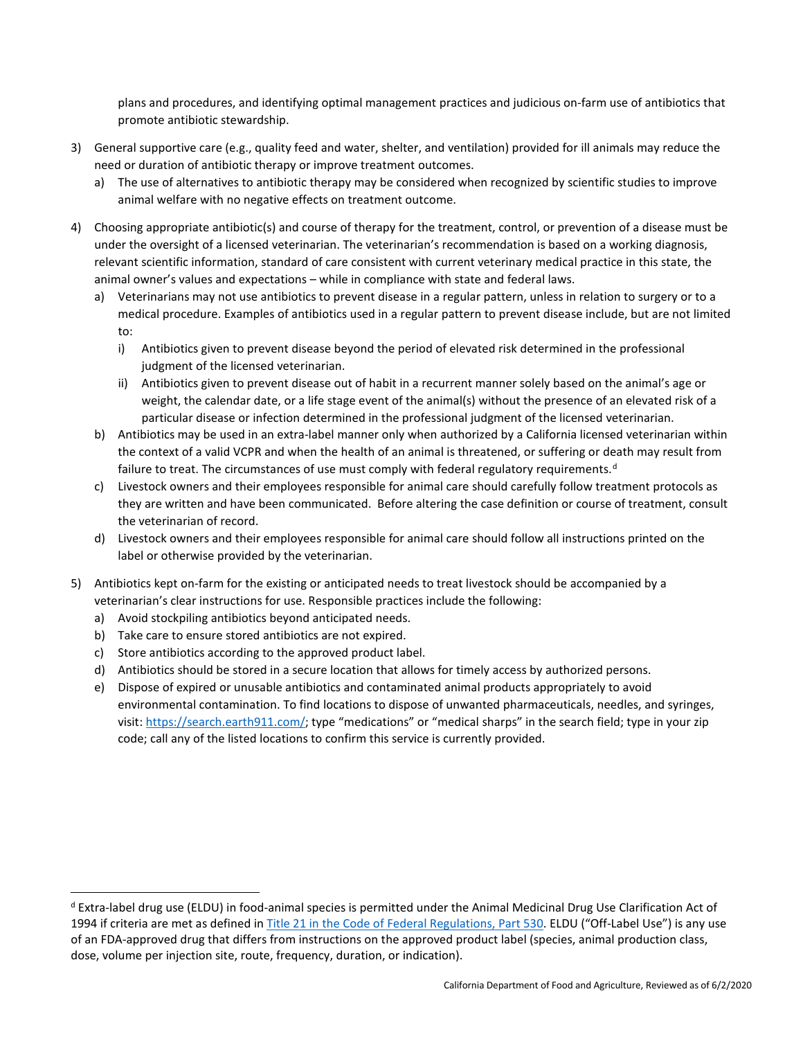plans and procedures, and identifying optimal management practices and judicious on-farm use of antibiotics that promote antibiotic stewardship.

3) General supportive care (e.g., quality feed and water, shelter, and ventilation) provided for ill animals may reduce the need or duration of antibiotic therapy or improve treatment outcomes.
   a) The use of alternatives to antibiotic therapy may be considered when recognized by scientific studies to improve animal welfare with no negative effects on treatment outcome.

4) Choosing appropriate antibiotic(s) and course of therapy for the treatment, control, or prevention of a disease must be under the oversight of a licensed veterinarian. The veterinarian's recommendation is based on a working diagnosis, relevant scientific information, standard of care consistent with current veterinary medical practice in this state, the animal owner's values and expectations – while in compliance with state and federal laws.
   a) Veterinarians may not use antibiotics to prevent disease in a regular pattern, unless in relation to surgery or to a medical procedure. Examples of antibiotics used in a regular pattern to prevent disease include, but are not limited to:
      i) Antibiotics given to prevent disease beyond the period of elevated risk determined in the professional judgment of the licensed veterinarian.
      ii) Antibiotics given to prevent disease out of habit in a recurrent manner solely based on the animal's age or weight, the calendar date, or a life stage event of the animal(s) without the presence of an elevated risk of a particular disease or infection determined in the professional judgment of the licensed veterinarian.
   b) Antibiotics may be used in an extra-label manner only when authorized by a California licensed veterinarian within the context of a valid VCPR and when the health of an animal is threatened, or suffering or death may result from failure to treat. The circumstances of use must comply with federal regulatory requirements.[d]
   c) Livestock owners and their employees responsible for animal care should carefully follow treatment protocols as they are written and have been communicated. Before altering the case definition or course of treatment, consult the veterinarian of record.
   d) Livestock owners and their employees responsible for animal care should follow all instructions printed on the label or otherwise provided by the veterinarian.

5) Antibiotics kept on-farm for the existing or anticipated needs to treat livestock should be accompanied by a veterinarian's clear instructions for use. Responsible practices include the following:
   a) Avoid stockpiling antibiotics beyond anticipated needs.
   b) Take care to ensure stored antibiotics are not expired.
   c) Store antibiotics according to the approved product label.
   d) Antibiotics should be stored in a secure location that allows for timely access by authorized persons.
   e) Dispose of expired or unusable antibiotics and contaminated animal products appropriately to avoid environmental contamination. To find locations to dispose of unwanted pharmaceuticals, needles, and syringes, visit: https://search.earth911.com/; type "medications" or "medical sharps" in the search field; type in your zip code; call any of the listed locations to confirm this service is currently provided.

[d] Extra-label drug use (ELDU) in food-animal species is permitted under the Animal Medicinal Drug Use Clarification Act of 1994 if criteria are met as defined in Title 21 in the Code of Federal Regulations, Part 530. ELDU ("Off-Label Use") is any use of an FDA-approved drug that differs from instructions on the approved product label (species, animal production class, dose, volume per injection site, route, frequency, duration, or indication).

California Department of Food and Agriculture, Reviewed as of 6/2/2020